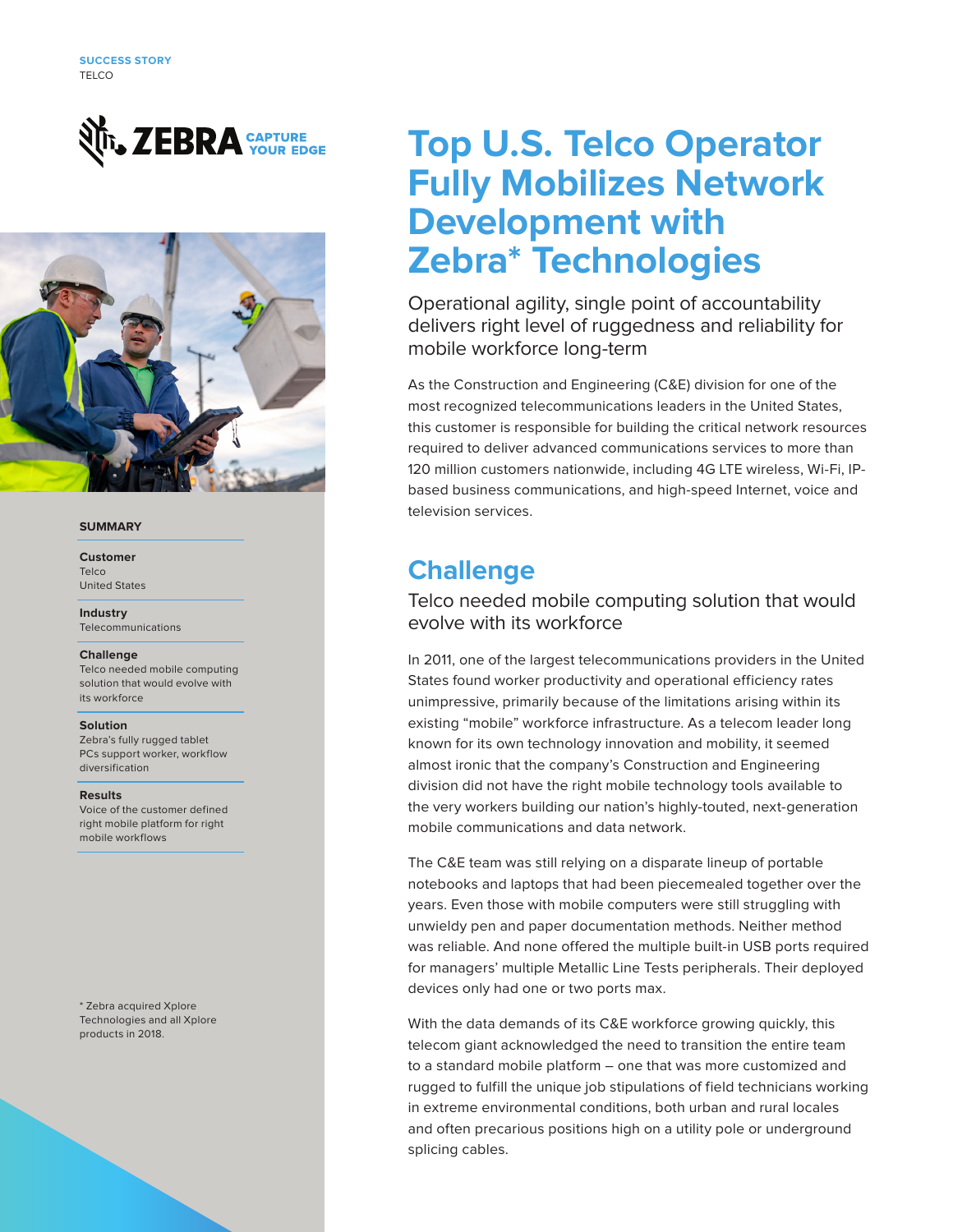SUCCESS STORY
TELCO

# Top U.S. Telco Operator Fully Mobilizes Network Development with Zebra* Technologies

Operational agility, single point of accountability delivers right level of ruggedness and reliability for mobile workforce long-term

As the Construction and Engineering (C&E) division for one of the most recognized telecommunications leaders in the United States, this customer is responsible for building the critical network resources required to deliver advanced communications services to more than 120 million customers nationwide, including 4G LTE wireless, Wi-Fi, IP-based business communications, and high-speed Internet, voice and television services.

## Challenge

Telco needed mobile computing solution that would evolve with its workforce

In 2011, one of the largest telecommunications providers in the United States found worker productivity and operational efficiency rates unimpressive, primarily because of the limitations arising within its existing "mobile" workforce infrastructure. As a telecom leader long known for its own technology innovation and mobility, it seemed almost ironic that the company's Construction and Engineering division did not have the right mobile technology tools available to the very workers building our nation's highly-touted, next-generation mobile communications and data network.

The C&E team was still relying on a disparate lineup of portable notebooks and laptops that had been piecemealed together over the years. Even those with mobile computers were still struggling with unwieldy pen and paper documentation methods. Neither method was reliable. And none offered the multiple built-in USB ports required for managers' multiple Metallic Line Tests peripherals. Their deployed devices only had one or two ports max.

With the data demands of its C&E workforce growing quickly, this telecom giant acknowledged the need to transition the entire team to a standard mobile platform – one that was more customized and rugged to fulfill the unique job stipulations of field technicians working in extreme environmental conditions, both urban and rural locales and often precarious positions high on a utility pole or underground splicing cables.

### SUMMARY

**Customer**
Telco
United States

**Industry**
Telecommunications

**Challenge**
Telco needed mobile computing solution that would evolve with its workforce

**Solution**
Zebra's fully rugged tablet PCs support worker, workflow diversification

**Results**
Voice of the customer defined right mobile platform for right mobile workflows

* Zebra acquired Xplore Technologies and all Xplore products in 2018.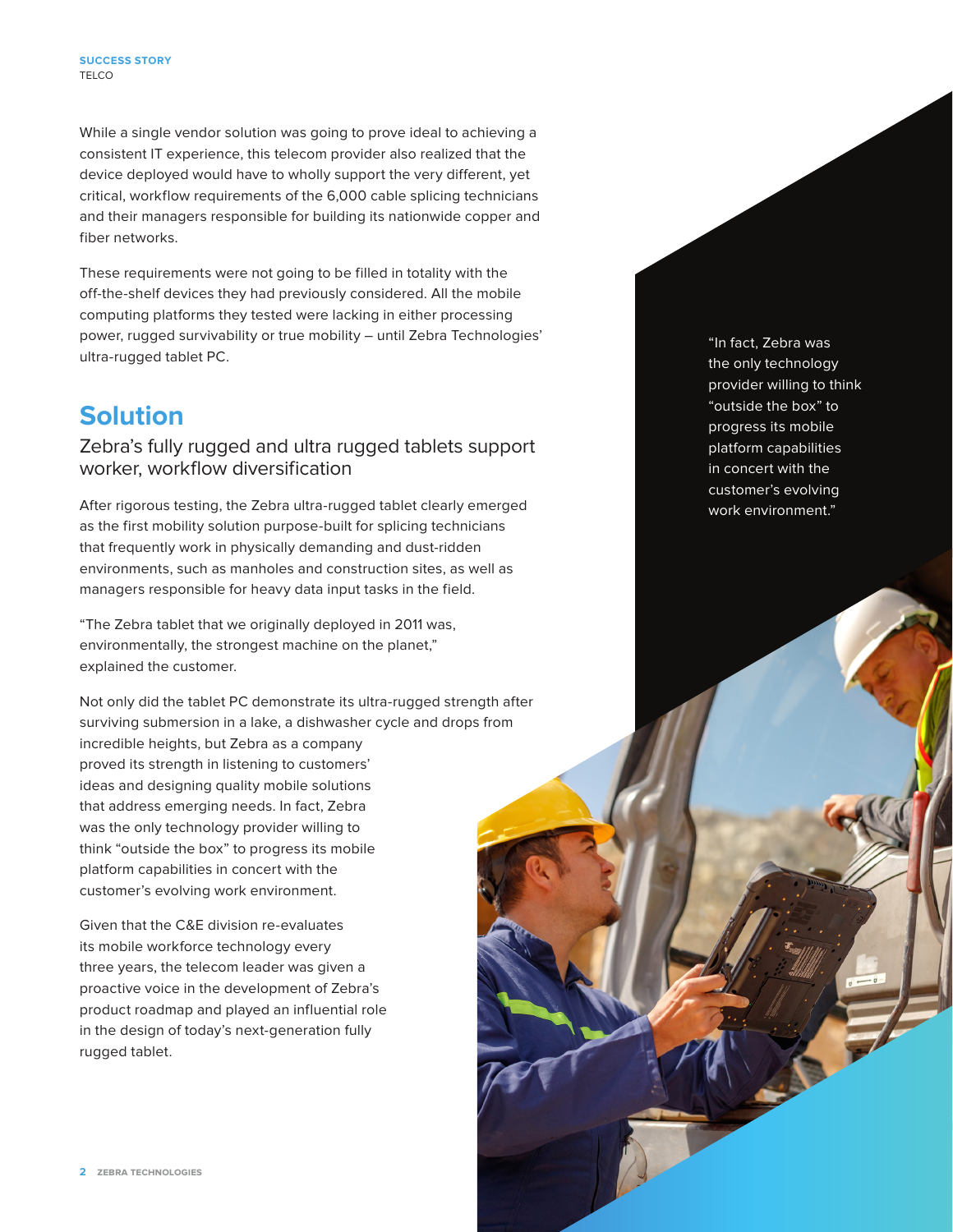While a single vendor solution was going to prove ideal to achieving a consistent IT experience, this telecom provider also realized that the device deployed would have to wholly support the very different, yet critical, workflow requirements of the 6,000 cable splicing technicians and their managers responsible for building its nationwide copper and fiber networks.

These requirements were not going to be filled in totality with the off-the-shelf devices they had previously considered. All the mobile computing platforms they tested were lacking in either processing power, rugged survivability or true mobility – until Zebra Technologies' ultra-rugged tablet PC.

## Solution

### Zebra's fully rugged and ultra rugged tablets support worker, workflow diversification

After rigorous testing, the Zebra ultra-rugged tablet clearly emerged as the first mobility solution purpose-built for splicing technicians that frequently work in physically demanding and dust-ridden environments, such as manholes and construction sites, as well as managers responsible for heavy data input tasks in the field.

"The Zebra tablet that we originally deployed in 2011 was, environmentally, the strongest machine on the planet," explained the customer.

Not only did the tablet PC demonstrate its ultra-rugged strength after surviving submersion in a lake, a dishwasher cycle and drops from incredible heights, but Zebra as a company proved its strength in listening to customers' ideas and designing quality mobile solutions that address emerging needs. In fact, Zebra was the only technology provider willing to think "outside the box" to progress its mobile platform capabilities in concert with the customer's evolving work environment.

Given that the C&E division re-evaluates its mobile workforce technology every three years, the telecom leader was given a proactive voice in the development of Zebra's product roadmap and played an influential role in the design of today's next-generation fully rugged tablet.

> "In fact, Zebra was the only technology provider willing to think "outside the box" to progress its mobile platform capabilities in concert with the customer's evolving work environment."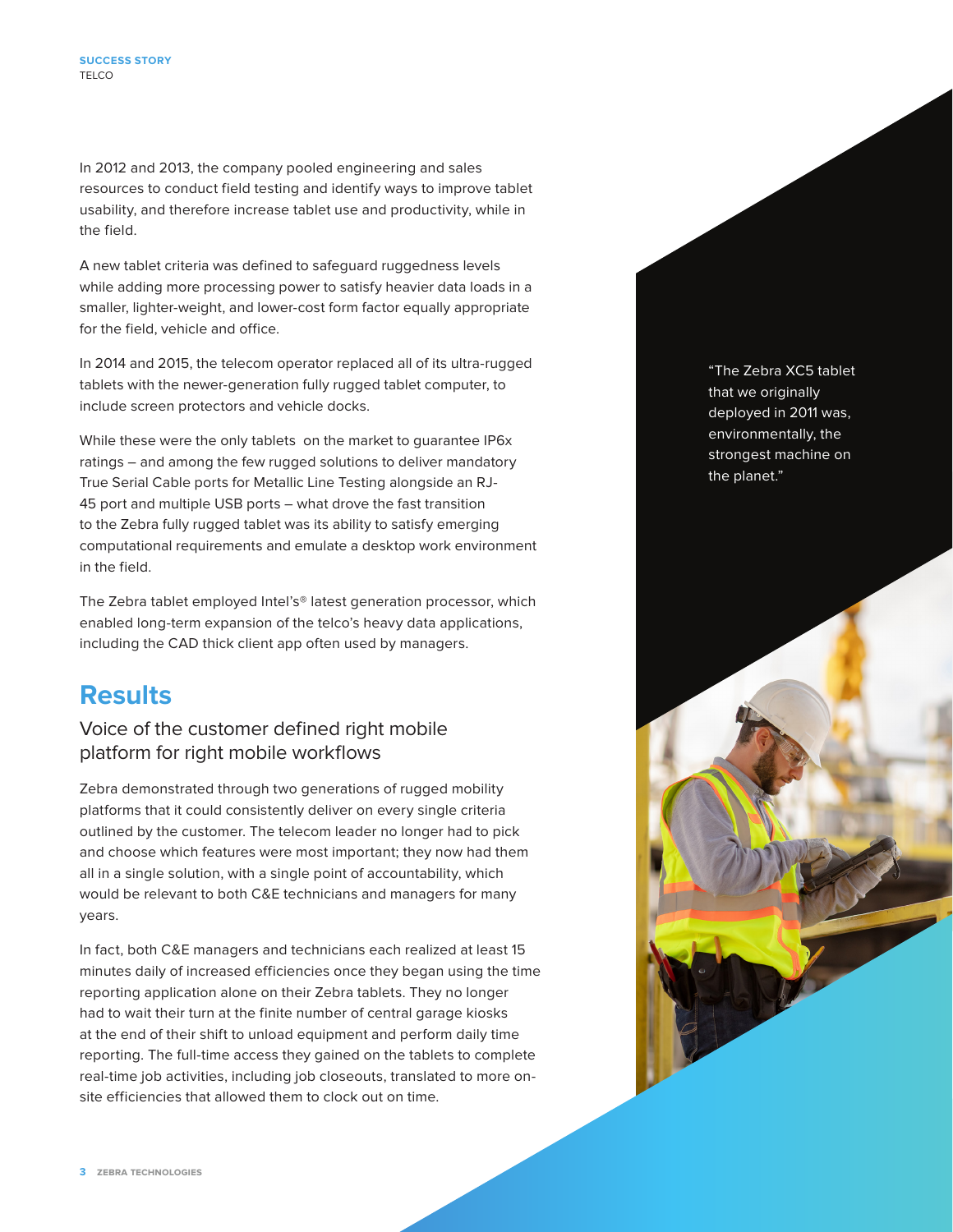In 2012 and 2013, the company pooled engineering and sales resources to conduct field testing and identify ways to improve tablet usability, and therefore increase tablet use and productivity, while in the field.

A new tablet criteria was defined to safeguard ruggedness levels while adding more processing power to satisfy heavier data loads in a smaller, lighter-weight, and lower-cost form factor equally appropriate for the field, vehicle and office.

In 2014 and 2015, the telecom operator replaced all of its ultra-rugged tablets with the newer-generation fully rugged tablet computer, to include screen protectors and vehicle docks.

While these were the only tablets on the market to guarantee IP6x ratings – and among the few rugged solutions to deliver mandatory True Serial Cable ports for Metallic Line Testing alongside an RJ-45 port and multiple USB ports – what drove the fast transition to the Zebra fully rugged tablet was its ability to satisfy emerging computational requirements and emulate a desktop work environment in the field.

The Zebra tablet employed Intel's® latest generation processor, which enabled long-term expansion of the telco's heavy data applications, including the CAD thick client app often used by managers.

> "The Zebra XC5 tablet that we originally deployed in 2011 was, environmentally, the strongest machine on the planet."

## Results

### Voice of the customer defined right mobile platform for right mobile workflows

Zebra demonstrated through two generations of rugged mobility platforms that it could consistently deliver on every single criteria outlined by the customer. The telecom leader no longer had to pick and choose which features were most important; they now had them all in a single solution, with a single point of accountability, which would be relevant to both C&E technicians and managers for many years.

In fact, both C&E managers and technicians each realized at least 15 minutes daily of increased efficiencies once they began using the time reporting application alone on their Zebra tablets. They no longer had to wait their turn at the finite number of central garage kiosks at the end of their shift to unload equipment and perform daily time reporting. The full-time access they gained on the tablets to complete real-time job activities, including job closeouts, translated to more on-site efficiencies that allowed them to clock out on time.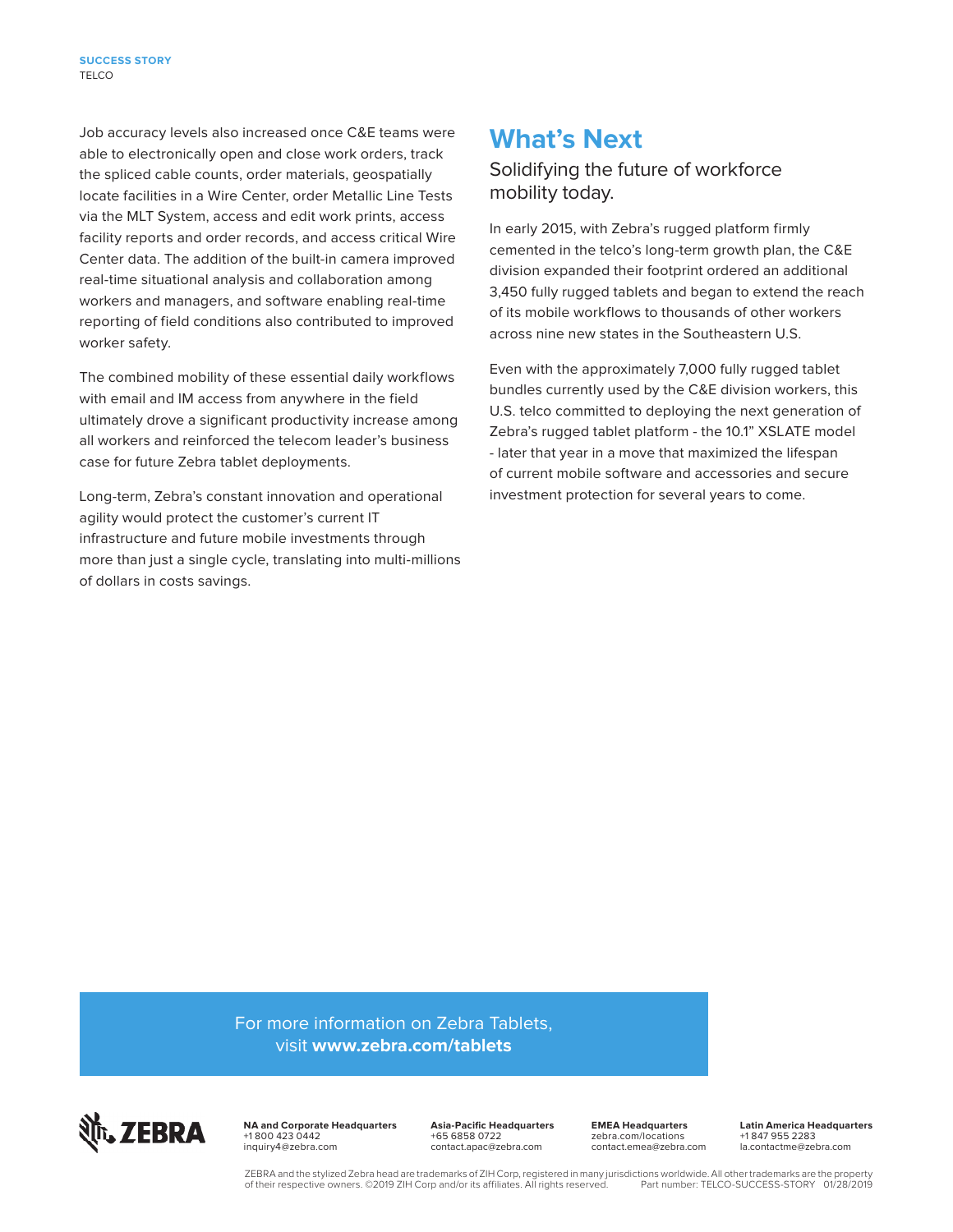Job accuracy levels also increased once C&E teams were able to electronically open and close work orders, track the spliced cable counts, order materials, geospatially locate facilities in a Wire Center, order Metallic Line Tests via the MLT System, access and edit work prints, access facility reports and order records, and access critical Wire Center data. The addition of the built-in camera improved real-time situational analysis and collaboration among workers and managers, and software enabling real-time reporting of field conditions also contributed to improved worker safety.

The combined mobility of these essential daily workflows with email and IM access from anywhere in the field ultimately drove a significant productivity increase among all workers and reinforced the telecom leader's business case for future Zebra tablet deployments.

Long-term, Zebra's constant innovation and operational agility would protect the customer's current IT infrastructure and future mobile investments through more than just a single cycle, translating into multi-millions of dollars in costs savings.

## What's Next

### Solidifying the future of workforce mobility today.

In early 2015, with Zebra's rugged platform firmly cemented in the telco's long-term growth plan, the C&E division expanded their footprint ordered an additional 3,450 fully rugged tablets and began to extend the reach of its mobile workflows to thousands of other workers across nine new states in the Southeastern U.S.

Even with the approximately 7,000 fully rugged tablet bundles currently used by the C&E division workers, this U.S. telco committed to deploying the next generation of Zebra's rugged tablet platform - the 10.1" XSLATE model - later that year in a move that maximized the lifespan of current mobile software and accessories and secure investment protection for several years to come.

For more information on Zebra Tablets, visit **www.zebra.com/tablets**

ZEBRA

**NA and Corporate Headquarters**
+1 800 423 0442
inquiry4@zebra.com

**Asia-Pacific Headquarters**
+65 6858 0722
contact.apac@zebra.com

**EMEA Headquarters**
zebra.com/locations
contact.emea@zebra.com

**Latin America Headquarters**
+1 847 955 2283
la.contactme@zebra.com

ZEBRA and the stylized Zebra head are trademarks of ZIH Corp, registered in many jurisdictions worldwide. All other trademarks are the property of their respective owners. ©2019 ZIH Corp and/or its affiliates. All rights reserved. Part number: TELCO-SUCCESS-STORY 01/28/2019